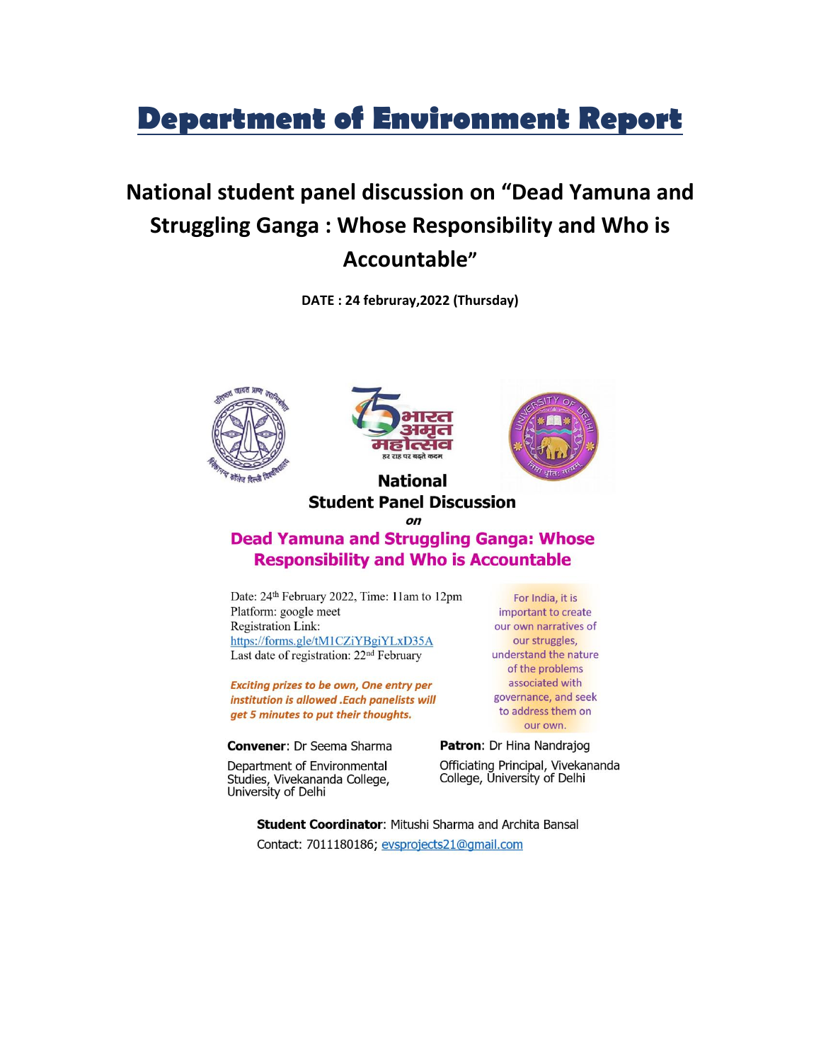# Department of Environment Report

## National student panel discussion on "Dead Yamuna and Struggling Ganga : Whose Responsibility and Who is Accountable"

**DATE : 24 februray,2022 (Thursday)**

**National**
**Student Panel Discussion**
***on***

### Dead Yamuna and Struggling Ganga: Whose Responsibility and Who is Accountable

Date: 24th February 2022, Time: 11am to 12pm
Platform: google meet
Registration Link:
https://forms.gle/tM1CZiYBgiYLxD35A
Last date of registration: 22nd February

*Exciting prizes to be own, One entry per institution is allowed .Each panelists will get 5 minutes to put their thoughts.*

For India, it is important to create our own narratives of our struggles, understand the nature of the problems associated with governance, and seek to address them on our own.

**Convener**: Dr Seema Sharma
Department of Environmental Studies, Vivekananda College, University of Delhi

**Patron**: Dr Hina Nandrajog
Officiating Principal, Vivekananda College, University of Delhi

**Student Coordinator**: Mitushi Sharma and Archita Bansal
Contact: 7011180186; evsprojects21@gmail.com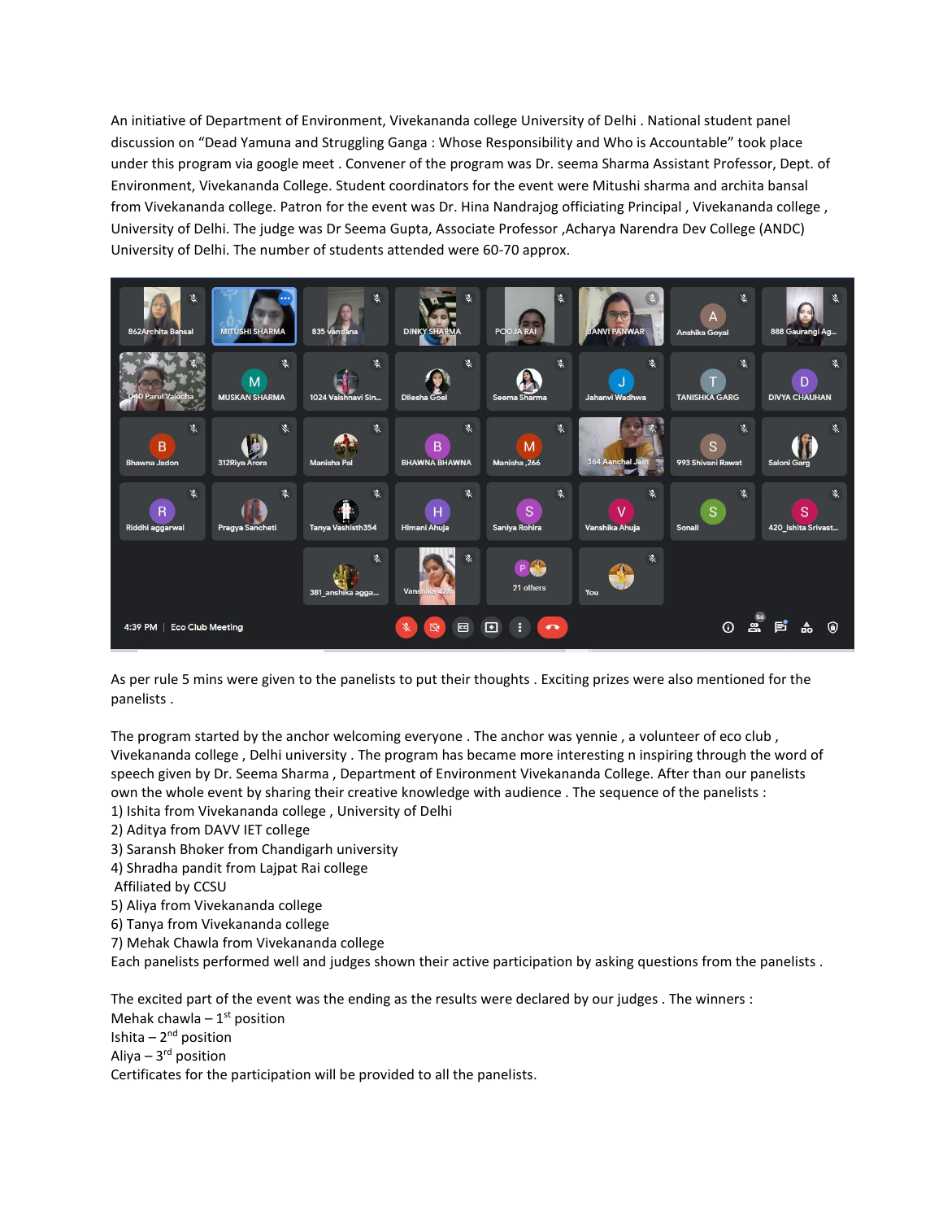An initiative of Department of Environment, Vivekananda college University of Delhi . National student panel discussion on "Dead Yamuna and Struggling Ganga : Whose Responsibility and Who is Accountable" took place under this program via google meet . Convener of the program was Dr. seema Sharma Assistant Professor, Dept. of Environment, Vivekananda College. Student coordinators for the event were Mitushi sharma and archita bansal from Vivekananda college. Patron for the event was Dr. Hina Nandrajog officiating Principal , Vivekananda college , University of Delhi. The judge was Dr Seema Gupta, Associate Professor ,Acharya Narendra Dev College (ANDC) University of Delhi. The number of students attended were 60-70 approx.

As per rule 5 mins were given to the panelists to put their thoughts . Exciting prizes were also mentioned for the panelists .

The program started by the anchor welcoming everyone . The anchor was yennie , a volunteer of eco club , Vivekananda college , Delhi university . The program has became more interesting n inspiring through the word of speech given by Dr. Seema Sharma , Department of Environment Vivekananda College. After than our panelists own the whole event by sharing their creative knowledge with audience . The sequence of the panelists :

1) Ishita from Vivekananda college , University of Delhi
2) Aditya from DAVV IET college
3) Saransh Bhoker from Chandigarh university
4) Shradha pandit from Lajpat Rai college
   Affiliated by CCSU
5) Aliya from Vivekananda college
6) Tanya from Vivekananda college
7) Mehak Chawla from Vivekananda college

Each panelists performed well and judges shown their active participation by asking questions from the panelists .

The excited part of the event was the ending as the results were declared by our judges . The winners :
Mehak chawla – 1st position
Ishita – 2nd position
Aliya – 3rd position
Certificates for the participation will be provided to all the panelists.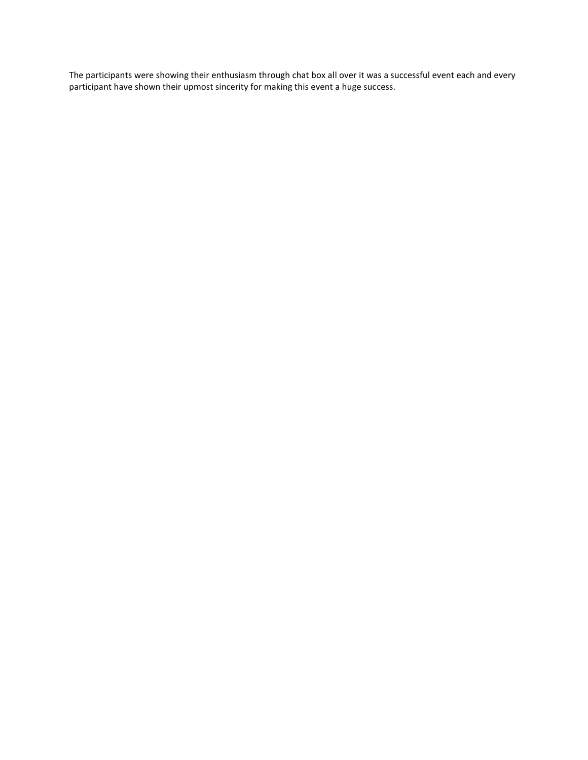The participants were showing their enthusiasm through chat box all over it was a successful event each and every participant have shown their upmost sincerity for making this event a huge success.